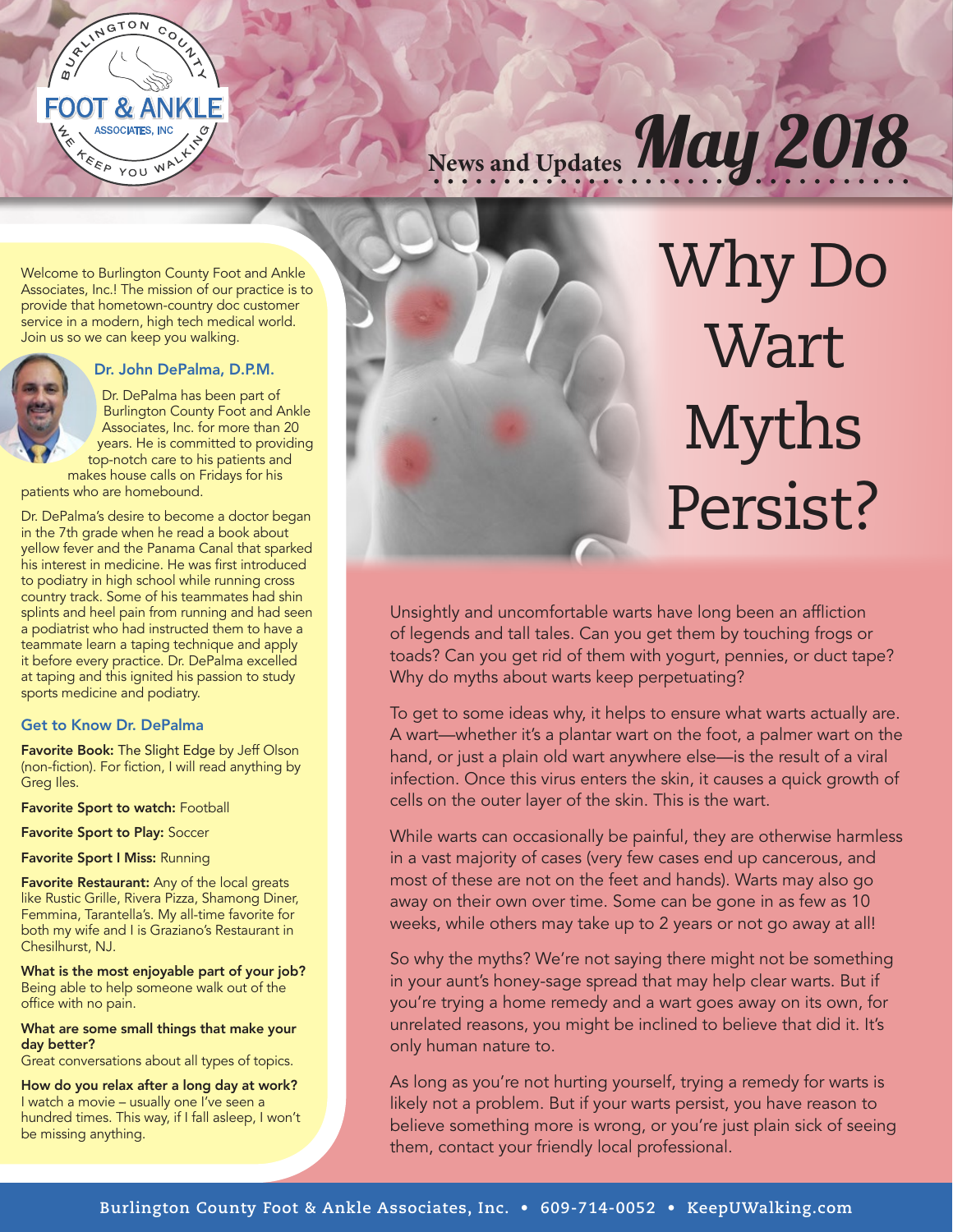Burlington County Foot & Ankle Associates, Inc — We Keep You Walking

News and Updates **May 2018**

Welcome to Burlington County Foot and Ankle Associates, Inc.! The mission of our practice is to provide that hometown-country doc customer service in a modern, high tech medical world. Join us so we can keep you walking.

### Dr. John DePalma, D.P.M.

Dr. DePalma has been part of Burlington County Foot and Ankle Associates, Inc. for more than 20 years. He is committed to providing top-notch care to his patients and makes house calls on Fridays for his patients who are homebound.

Dr. DePalma's desire to become a doctor began in the 7th grade when he read a book about yellow fever and the Panama Canal that sparked his interest in medicine. He was first introduced to podiatry in high school while running cross country track. Some of his teammates had shin splints and heel pain from running and had seen a podiatrist who had instructed them to have a teammate learn a taping technique and apply it before every practice. Dr. DePalma excelled at taping and this ignited his passion to study sports medicine and podiatry.

### Get to Know Dr. DePalma

**Favorite Book:** The Slight Edge by Jeff Olson (non-fiction). For fiction, I will read anything by Greg Iles.

**Favorite Sport to watch:** Football

**Favorite Sport to Play:** Soccer

**Favorite Sport I Miss:** Running

**Favorite Restaurant:** Any of the local greats like Rustic Grille, Rivera Pizza, Shamong Diner, Femmina, Tarantella's. My all-time favorite for both my wife and I is Graziano's Restaurant in Chesilhurst, NJ.

**What is the most enjoyable part of your job?**
Being able to help someone walk out of the office with no pain.

**What are some small things that make your day better?**
Great conversations about all types of topics.

**How do you relax after a long day at work?**
I watch a movie – usually one I've seen a hundred times. This way, if I fall asleep, I won't be missing anything.

# Why Do Wart Myths Persist?

Unsightly and uncomfortable warts have long been an affliction of legends and tall tales. Can you get them by touching frogs or toads? Can you get rid of them with yogurt, pennies, or duct tape? Why do myths about warts keep perpetuating?

To get to some ideas why, it helps to ensure what warts actually are. A wart—whether it's a plantar wart on the foot, a palmer wart on the hand, or just a plain old wart anywhere else—is the result of a viral infection. Once this virus enters the skin, it causes a quick growth of cells on the outer layer of the skin. This is the wart.

While warts can occasionally be painful, they are otherwise harmless in a vast majority of cases (very few cases end up cancerous, and most of these are not on the feet and hands). Warts may also go away on their own over time. Some can be gone in as few as 10 weeks, while others may take up to 2 years or not go away at all!

So why the myths? We're not saying there might not be something in your aunt's honey-sage spread that may help clear warts. But if you're trying a home remedy and a wart goes away on its own, for unrelated reasons, you might be inclined to believe that did it. It's only human nature to.

As long as you're not hurting yourself, trying a remedy for warts is likely not a problem. But if your warts persist, you have reason to believe something more is wrong, or you're just plain sick of seeing them, contact your friendly local professional.

Burlington County Foot & Ankle Associates, Inc. • 609-714-0052 • KeepUWalking.com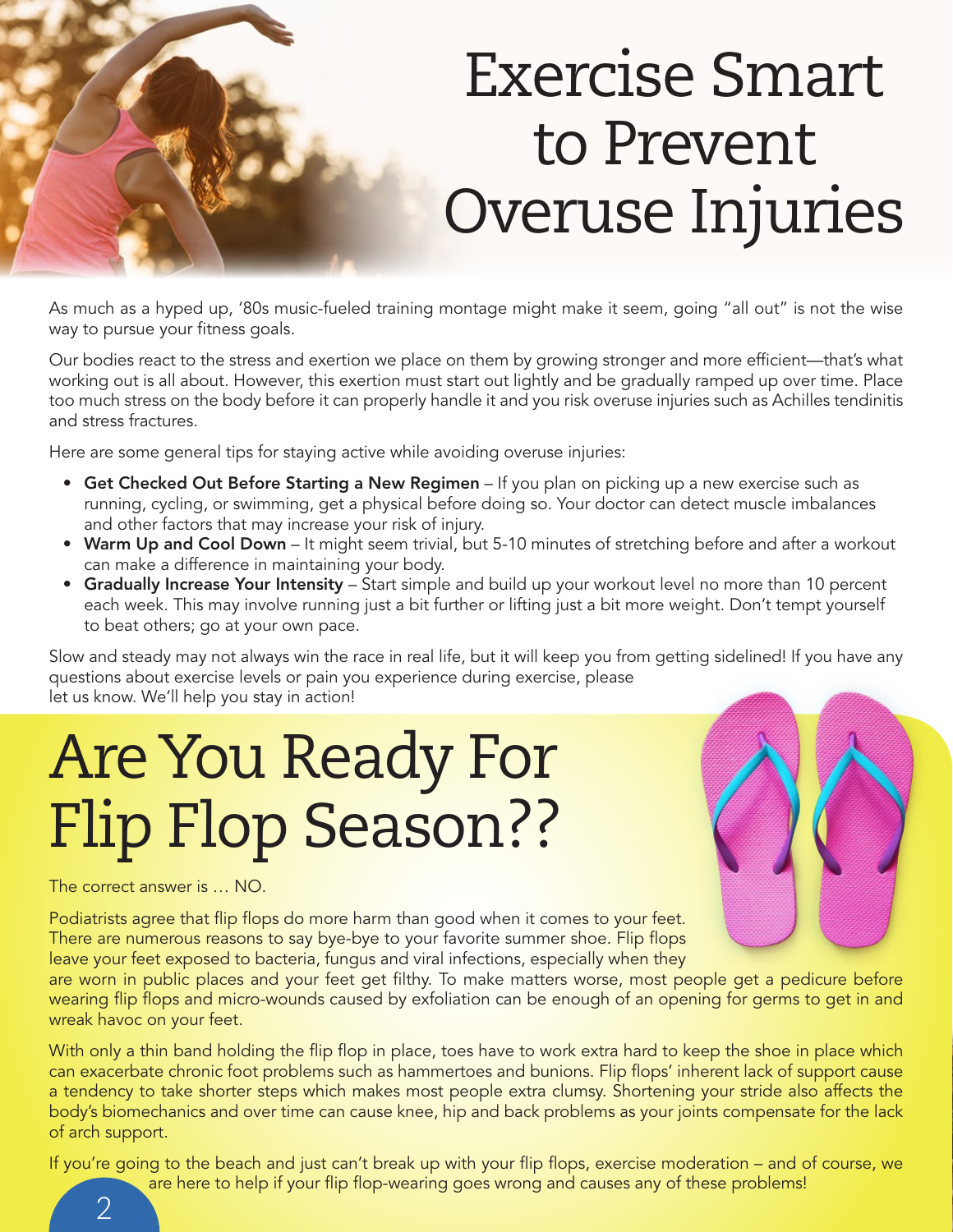# Exercise Smart to Prevent Overuse Injuries

As much as a hyped up, '80s music-fueled training montage might make it seem, going "all out" is not the wise way to pursue your fitness goals.

Our bodies react to the stress and exertion we place on them by growing stronger and more efficient—that's what working out is all about. However, this exertion must start out lightly and be gradually ramped up over time. Place too much stress on the body before it can properly handle it and you risk overuse injuries such as Achilles tendinitis and stress fractures.

Here are some general tips for staying active while avoiding overuse injuries:

- **Get Checked Out Before Starting a New Regimen** – If you plan on picking up a new exercise such as running, cycling, or swimming, get a physical before doing so. Your doctor can detect muscle imbalances and other factors that may increase your risk of injury.
- **Warm Up and Cool Down** – It might seem trivial, but 5-10 minutes of stretching before and after a workout can make a difference in maintaining your body.
- **Gradually Increase Your Intensity** – Start simple and build up your workout level no more than 10 percent each week. This may involve running just a bit further or lifting just a bit more weight. Don't tempt yourself to beat others; go at your own pace.

Slow and steady may not always win the race in real life, but it will keep you from getting sidelined! If you have any questions about exercise levels or pain you experience during exercise, please let us know. We'll help you stay in action!

# Are You Ready For Flip Flop Season??

The correct answer is … NO.

Podiatrists agree that flip flops do more harm than good when it comes to your feet. There are numerous reasons to say bye-bye to your favorite summer shoe. Flip flops leave your feet exposed to bacteria, fungus and viral infections, especially when they are worn in public places and your feet get filthy. To make matters worse, most people get a pedicure before wearing flip flops and micro-wounds caused by exfoliation can be enough of an opening for germs to get in and wreak havoc on your feet.

With only a thin band holding the flip flop in place, toes have to work extra hard to keep the shoe in place which can exacerbate chronic foot problems such as hammertoes and bunions. Flip flops' inherent lack of support cause a tendency to take shorter steps which makes most people extra clumsy. Shortening your stride also affects the body's biomechanics and over time can cause knee, hip and back problems as your joints compensate for the lack of arch support.

If you're going to the beach and just can't break up with your flip flops, exercise moderation – and of course, we are here to help if your flip flop-wearing goes wrong and causes any of these problems!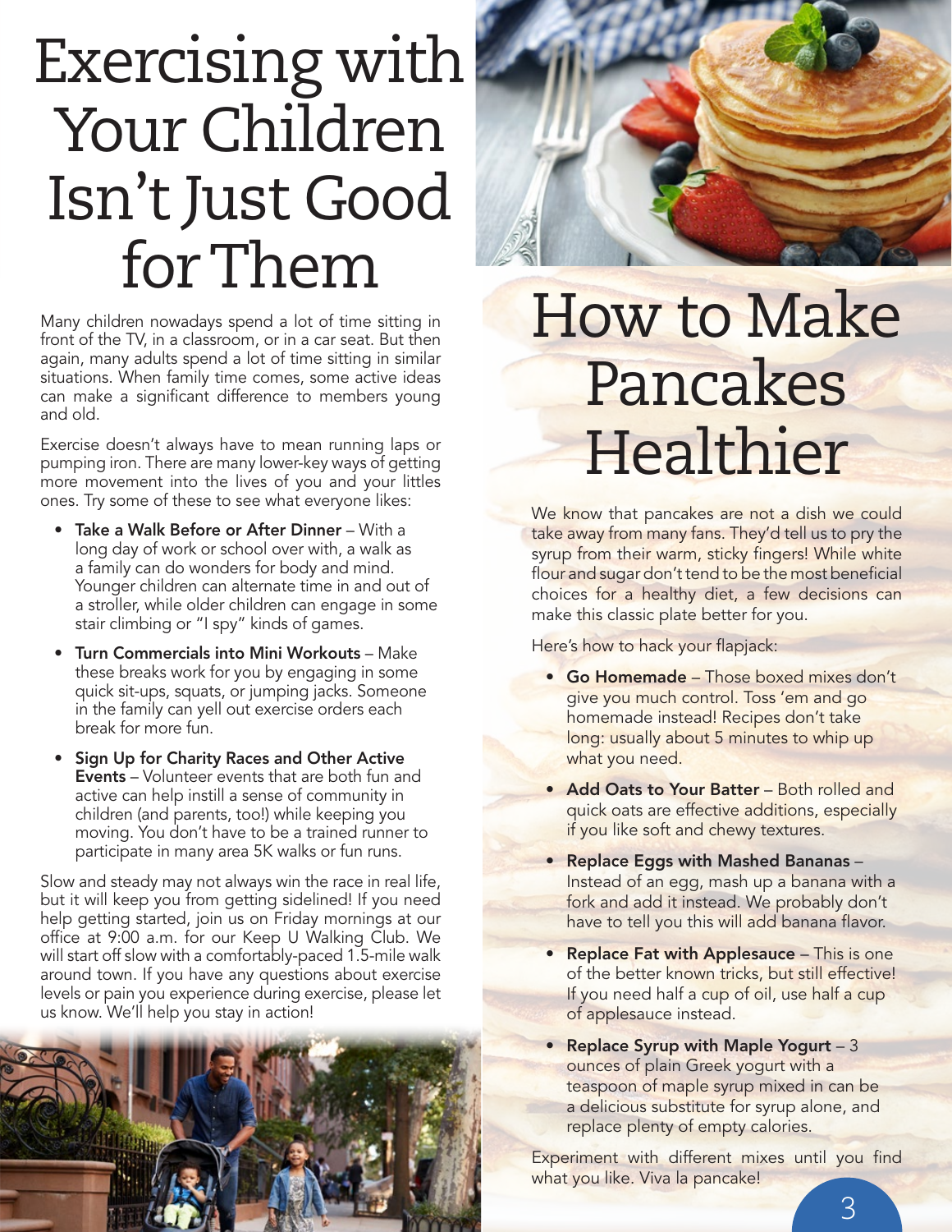# Exercising with Your Children Isn't Just Good for Them

Many children nowadays spend a lot of time sitting in front of the TV, in a classroom, or in a car seat. But then again, many adults spend a lot of time sitting in similar situations. When family time comes, some active ideas can make a significant difference to members young and old.

Exercise doesn't always have to mean running laps or pumping iron. There are many lower-key ways of getting more movement into the lives of you and your littles ones. Try some of these to see what everyone likes:

- **Take a Walk Before or After Dinner** – With a long day of work or school over with, a walk as a family can do wonders for body and mind. Younger children can alternate time in and out of a stroller, while older children can engage in some stair climbing or "I spy" kinds of games.
- **Turn Commercials into Mini Workouts** – Make these breaks work for you by engaging in some quick sit-ups, squats, or jumping jacks. Someone in the family can yell out exercise orders each break for more fun.
- **Sign Up for Charity Races and Other Active Events** – Volunteer events that are both fun and active can help instill a sense of community in children (and parents, too!) while keeping you moving. You don't have to be a trained runner to participate in many area 5K walks or fun runs.

Slow and steady may not always win the race in real life, but it will keep you from getting sidelined! If you need help getting started, join us on Friday mornings at our office at 9:00 a.m. for our Keep U Walking Club. We will start off slow with a comfortably-paced 1.5-mile walk around town. If you have any questions about exercise levels or pain you experience during exercise, please let us know. We'll help you stay in action!

# How to Make Pancakes Healthier

We know that pancakes are not a dish we could take away from many fans. They'd tell us to pry the syrup from their warm, sticky fingers! While white flour and sugar don't tend to be the most beneficial choices for a healthy diet, a few decisions can make this classic plate better for you.

Here's how to hack your flapjack:

- **Go Homemade** – Those boxed mixes don't give you much control. Toss 'em and go homemade instead! Recipes don't take long: usually about 5 minutes to whip up what you need.
- **Add Oats to Your Batter** – Both rolled and quick oats are effective additions, especially if you like soft and chewy textures.
- **Replace Eggs with Mashed Bananas** – Instead of an egg, mash up a banana with a fork and add it instead. We probably don't have to tell you this will add banana flavor.
- **Replace Fat with Applesauce** – This is one of the better known tricks, but still effective! If you need half a cup of oil, use half a cup of applesauce instead.
- **Replace Syrup with Maple Yogurt** – 3 ounces of plain Greek yogurt with a teaspoon of maple syrup mixed in can be a delicious substitute for syrup alone, and replace plenty of empty calories.

Experiment with different mixes until you find what you like. Viva la pancake!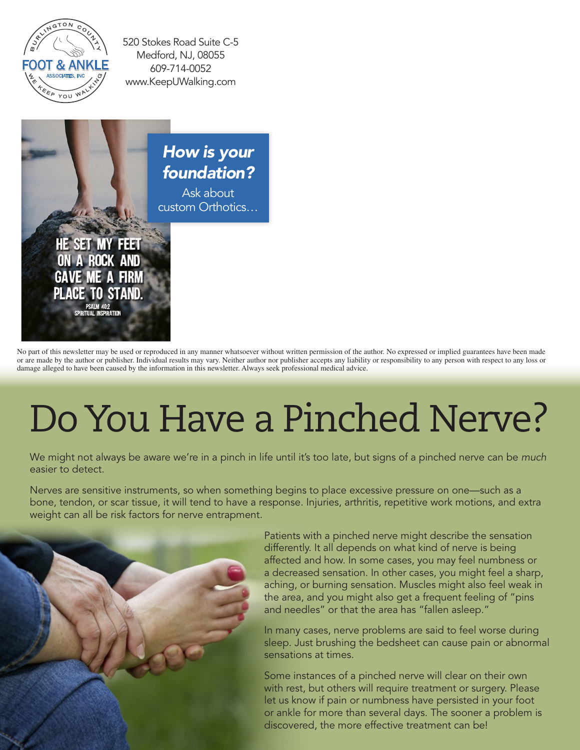520 Stokes Road Suite C-5
Medford, NJ, 08055
609-714-0052
www.KeepUWalking.com

***How is your foundation?***

Ask about custom Orthotics…

HE SET MY FEET ON A ROCK AND GAVE ME A FIRM PLACE TO STAND.

PSALM 40:2
SPIRITUAL INSPIRATION

No part of this newsletter may be used or reproduced in any manner whatsoever without written permission of the author. No expressed or implied guarantees have been made or are made by the author or publisher. Individual results may vary. Neither author nor publisher accepts any liability or responsibility to any person with respect to any loss or damage alleged to have been caused by the information in this newsletter. Always seek professional medical advice.

# Do You Have a Pinched Nerve?

We might not always be aware we're in a pinch in life until it's too late, but signs of a pinched nerve can be *much* easier to detect.

Nerves are sensitive instruments, so when something begins to place excessive pressure on one—such as a bone, tendon, or scar tissue, it will tend to have a response. Injuries, arthritis, repetitive work motions, and extra weight can all be risk factors for nerve entrapment.

Patients with a pinched nerve might describe the sensation differently. It all depends on what kind of nerve is being affected and how. In some cases, you may feel numbness or a decreased sensation. In other cases, you might feel a sharp, aching, or burning sensation. Muscles might also feel weak in the area, and you might also get a frequent feeling of "pins and needles" or that the area has "fallen asleep."

In many cases, nerve problems are said to feel worse during sleep. Just brushing the bedsheet can cause pain or abnormal sensations at times.

Some instances of a pinched nerve will clear on their own with rest, but others will require treatment or surgery. Please let us know if pain or numbness have persisted in your foot or ankle for more than several days. The sooner a problem is discovered, the more effective treatment can be!